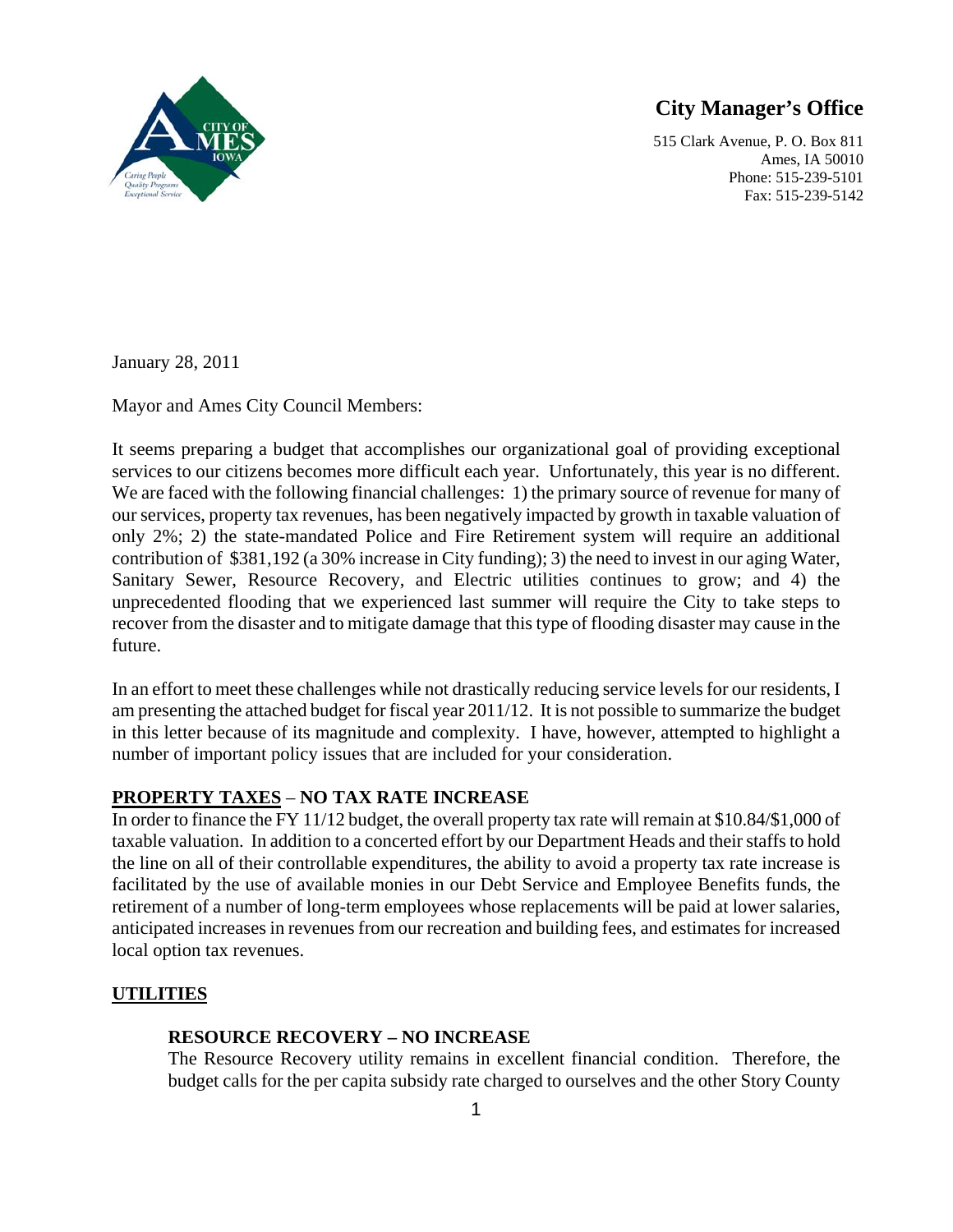**City Manager's Office**

515 Clark Avenue, P. O. Box 811
Ames, IA 50010
Phone: 515-239-5101
Fax: 515-239-5142

January 28, 2011

Mayor and Ames City Council Members:

It seems preparing a budget that accomplishes our organizational goal of providing exceptional services to our citizens becomes more difficult each year. Unfortunately, this year is no different. We are faced with the following financial challenges: 1) the primary source of revenue for many of our services, property tax revenues, has been negatively impacted by growth in taxable valuation of only 2%; 2) the state-mandated Police and Fire Retirement system will require an additional contribution of $381,192 (a 30% increase in City funding); 3) the need to invest in our aging Water, Sanitary Sewer, Resource Recovery, and Electric utilities continues to grow; and 4) the unprecedented flooding that we experienced last summer will require the City to take steps to recover from the disaster and to mitigate damage that this type of flooding disaster may cause in the future.

In an effort to meet these challenges while not drastically reducing service levels for our residents, I am presenting the attached budget for fiscal year 2011/12. It is not possible to summarize the budget in this letter because of its magnitude and complexity. I have, however, attempted to highlight a number of important policy issues that are included for your consideration.

## **PROPERTY TAXES – NO TAX RATE INCREASE**

In order to finance the FY 11/12 budget, the overall property tax rate will remain at $10.84/$1,000 of taxable valuation. In addition to a concerted effort by our Department Heads and their staffs to hold the line on all of their controllable expenditures, the ability to avoid a property tax rate increase is facilitated by the use of available monies in our Debt Service and Employee Benefits funds, the retirement of a number of long-term employees whose replacements will be paid at lower salaries, anticipated increases in revenues from our recreation and building fees, and estimates for increased local option tax revenues.

## **UTILITIES**

### **RESOURCE RECOVERY – NO INCREASE**

The Resource Recovery utility remains in excellent financial condition. Therefore, the budget calls for the per capita subsidy rate charged to ourselves and the other Story County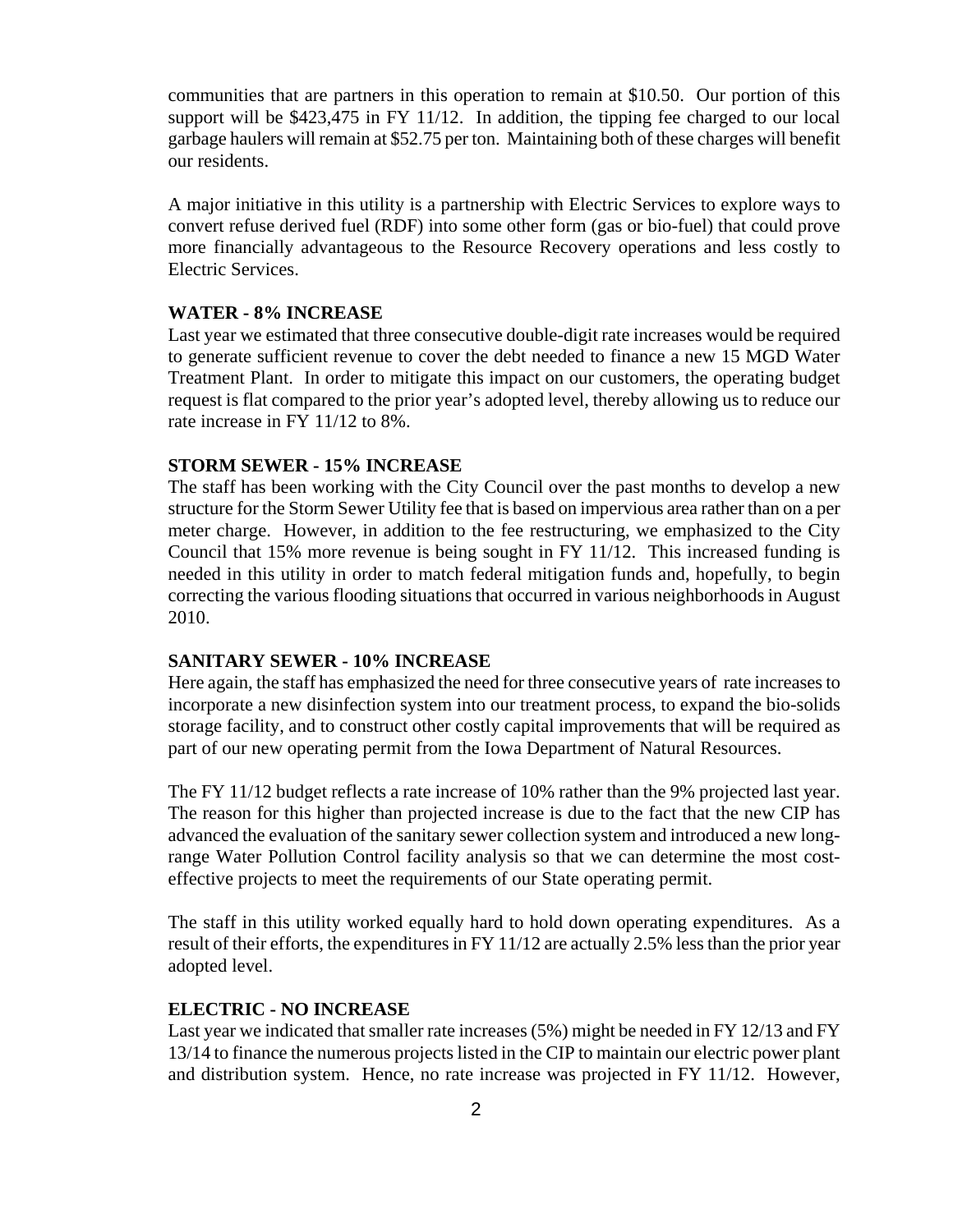communities that are partners in this operation to remain at $10.50. Our portion of this support will be $423,475 in FY 11/12. In addition, the tipping fee charged to our local garbage haulers will remain at $52.75 per ton. Maintaining both of these charges will benefit our residents.

A major initiative in this utility is a partnership with Electric Services to explore ways to convert refuse derived fuel (RDF) into some other form (gas or bio-fuel) that could prove more financially advantageous to the Resource Recovery operations and less costly to Electric Services.

**WATER - 8% INCREASE**

Last year we estimated that three consecutive double-digit rate increases would be required to generate sufficient revenue to cover the debt needed to finance a new 15 MGD Water Treatment Plant. In order to mitigate this impact on our customers, the operating budget request is flat compared to the prior year's adopted level, thereby allowing us to reduce our rate increase in FY 11/12 to 8%.

**STORM SEWER - 15% INCREASE**

The staff has been working with the City Council over the past months to develop a new structure for the Storm Sewer Utility fee that is based on impervious area rather than on a per meter charge. However, in addition to the fee restructuring, we emphasized to the City Council that 15% more revenue is being sought in FY 11/12. This increased funding is needed in this utility in order to match federal mitigation funds and, hopefully, to begin correcting the various flooding situations that occurred in various neighborhoods in August 2010.

**SANITARY SEWER - 10% INCREASE**

Here again, the staff has emphasized the need for three consecutive years of rate increases to incorporate a new disinfection system into our treatment process, to expand the bio-solids storage facility, and to construct other costly capital improvements that will be required as part of our new operating permit from the Iowa Department of Natural Resources.

The FY 11/12 budget reflects a rate increase of 10% rather than the 9% projected last year. The reason for this higher than projected increase is due to the fact that the new CIP has advanced the evaluation of the sanitary sewer collection system and introduced a new long-range Water Pollution Control facility analysis so that we can determine the most cost-effective projects to meet the requirements of our State operating permit.

The staff in this utility worked equally hard to hold down operating expenditures. As a result of their efforts, the expenditures in FY 11/12 are actually 2.5% less than the prior year adopted level.

**ELECTRIC - NO INCREASE**

Last year we indicated that smaller rate increases (5%) might be needed in FY 12/13 and FY 13/14 to finance the numerous projects listed in the CIP to maintain our electric power plant and distribution system. Hence, no rate increase was projected in FY 11/12. However,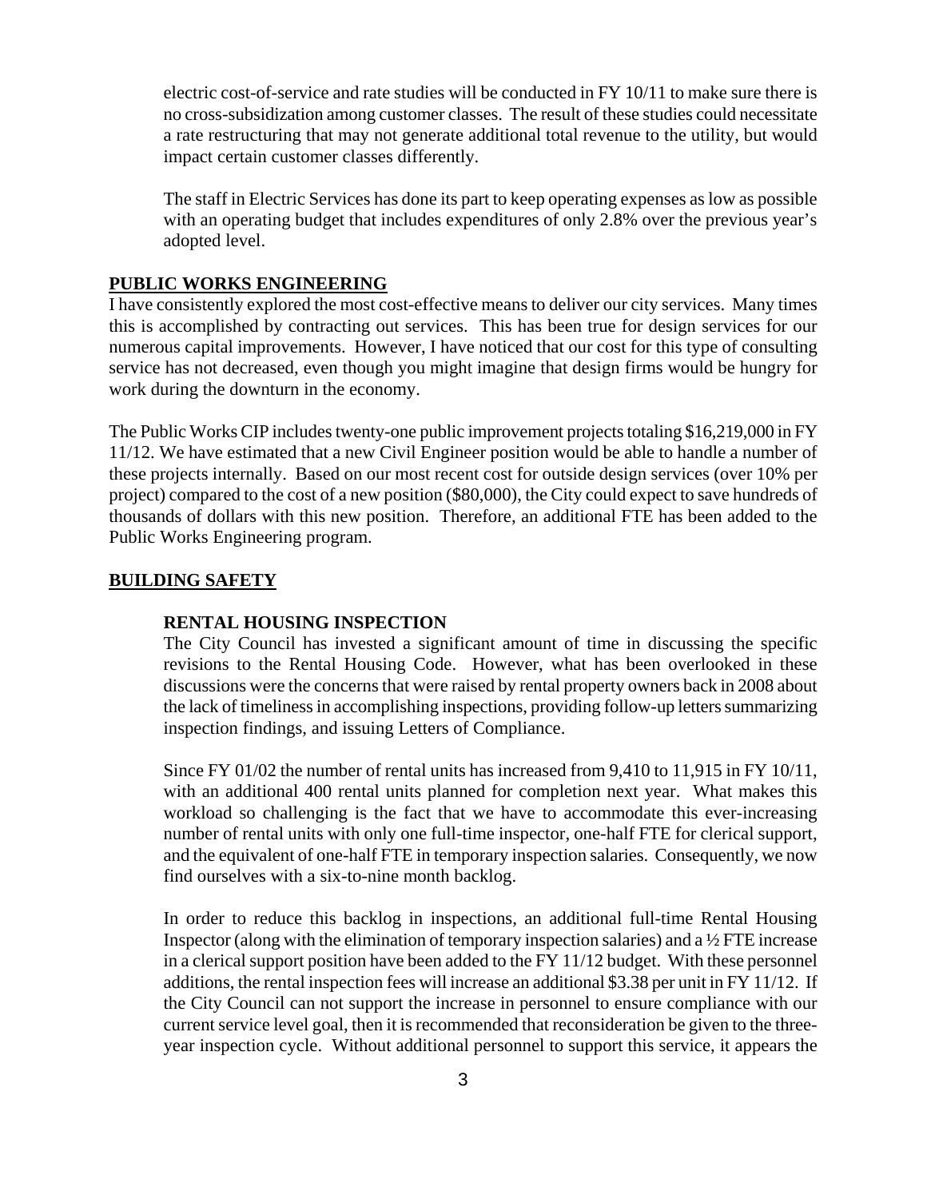electric cost-of-service and rate studies will be conducted in FY 10/11 to make sure there is no cross-subsidization among customer classes. The result of these studies could necessitate a rate restructuring that may not generate additional total revenue to the utility, but would impact certain customer classes differently.

The staff in Electric Services has done its part to keep operating expenses as low as possible with an operating budget that includes expenditures of only 2.8% over the previous year's adopted level.

## PUBLIC WORKS ENGINEERING

I have consistently explored the most cost-effective means to deliver our city services. Many times this is accomplished by contracting out services. This has been true for design services for our numerous capital improvements. However, I have noticed that our cost for this type of consulting service has not decreased, even though you might imagine that design firms would be hungry for work during the downturn in the economy.

The Public Works CIP includes twenty-one public improvement projects totaling $16,219,000 in FY 11/12. We have estimated that a new Civil Engineer position would be able to handle a number of these projects internally. Based on our most recent cost for outside design services (over 10% per project) compared to the cost of a new position ($80,000), the City could expect to save hundreds of thousands of dollars with this new position. Therefore, an additional FTE has been added to the Public Works Engineering program.

## BUILDING SAFETY

### RENTAL HOUSING INSPECTION

The City Council has invested a significant amount of time in discussing the specific revisions to the Rental Housing Code. However, what has been overlooked in these discussions were the concerns that were raised by rental property owners back in 2008 about the lack of timeliness in accomplishing inspections, providing follow-up letters summarizing inspection findings, and issuing Letters of Compliance.

Since FY 01/02 the number of rental units has increased from 9,410 to 11,915 in FY 10/11, with an additional 400 rental units planned for completion next year. What makes this workload so challenging is the fact that we have to accommodate this ever-increasing number of rental units with only one full-time inspector, one-half FTE for clerical support, and the equivalent of one-half FTE in temporary inspection salaries. Consequently, we now find ourselves with a six-to-nine month backlog.

In order to reduce this backlog in inspections, an additional full-time Rental Housing Inspector (along with the elimination of temporary inspection salaries) and a ½ FTE increase in a clerical support position have been added to the FY 11/12 budget. With these personnel additions, the rental inspection fees will increase an additional $3.38 per unit in FY 11/12. If the City Council can not support the increase in personnel to ensure compliance with our current service level goal, then it is recommended that reconsideration be given to the three-year inspection cycle. Without additional personnel to support this service, it appears the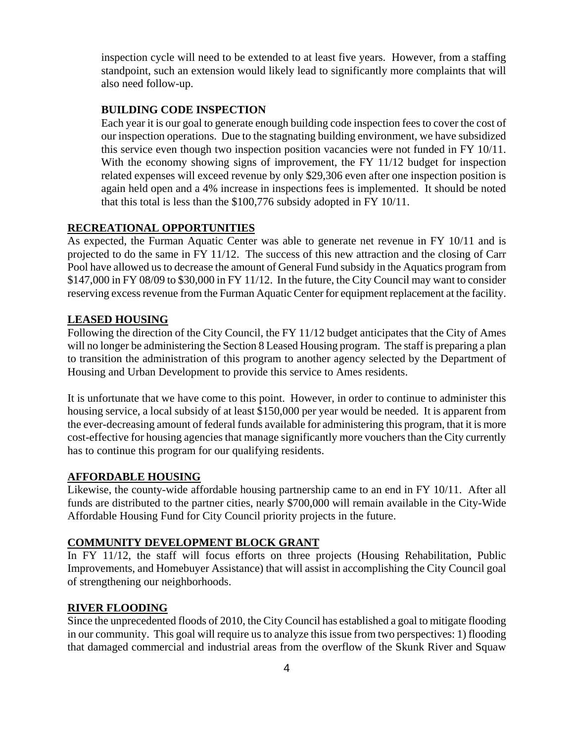inspection cycle will need to be extended to at least five years. However, from a staffing standpoint, such an extension would likely lead to significantly more complaints that will also need follow-up.

**BUILDING CODE INSPECTION**

Each year it is our goal to generate enough building code inspection fees to cover the cost of our inspection operations. Due to the stagnating building environment, we have subsidized this service even though two inspection position vacancies were not funded in FY 10/11. With the economy showing signs of improvement, the FY 11/12 budget for inspection related expenses will exceed revenue by only $29,306 even after one inspection position is again held open and a 4% increase in inspections fees is implemented. It should be noted that this total is less than the $100,776 subsidy adopted in FY 10/11.

## RECREATIONAL OPPORTUNITIES

As expected, the Furman Aquatic Center was able to generate net revenue in FY 10/11 and is projected to do the same in FY 11/12. The success of this new attraction and the closing of Carr Pool have allowed us to decrease the amount of General Fund subsidy in the Aquatics program from $147,000 in FY 08/09 to $30,000 in FY 11/12. In the future, the City Council may want to consider reserving excess revenue from the Furman Aquatic Center for equipment replacement at the facility.

## LEASED HOUSING

Following the direction of the City Council, the FY 11/12 budget anticipates that the City of Ames will no longer be administering the Section 8 Leased Housing program. The staff is preparing a plan to transition the administration of this program to another agency selected by the Department of Housing and Urban Development to provide this service to Ames residents.

It is unfortunate that we have come to this point. However, in order to continue to administer this housing service, a local subsidy of at least $150,000 per year would be needed. It is apparent from the ever-decreasing amount of federal funds available for administering this program, that it is more cost-effective for housing agencies that manage significantly more vouchers than the City currently has to continue this program for our qualifying residents.

## AFFORDABLE HOUSING

Likewise, the county-wide affordable housing partnership came to an end in FY 10/11. After all funds are distributed to the partner cities, nearly $700,000 will remain available in the City-Wide Affordable Housing Fund for City Council priority projects in the future.

## COMMUNITY DEVELOPMENT BLOCK GRANT

In FY 11/12, the staff will focus efforts on three projects (Housing Rehabilitation, Public Improvements, and Homebuyer Assistance) that will assist in accomplishing the City Council goal of strengthening our neighborhoods.

## RIVER FLOODING

Since the unprecedented floods of 2010, the City Council has established a goal to mitigate flooding in our community. This goal will require us to analyze this issue from two perspectives: 1) flooding that damaged commercial and industrial areas from the overflow of the Skunk River and Squaw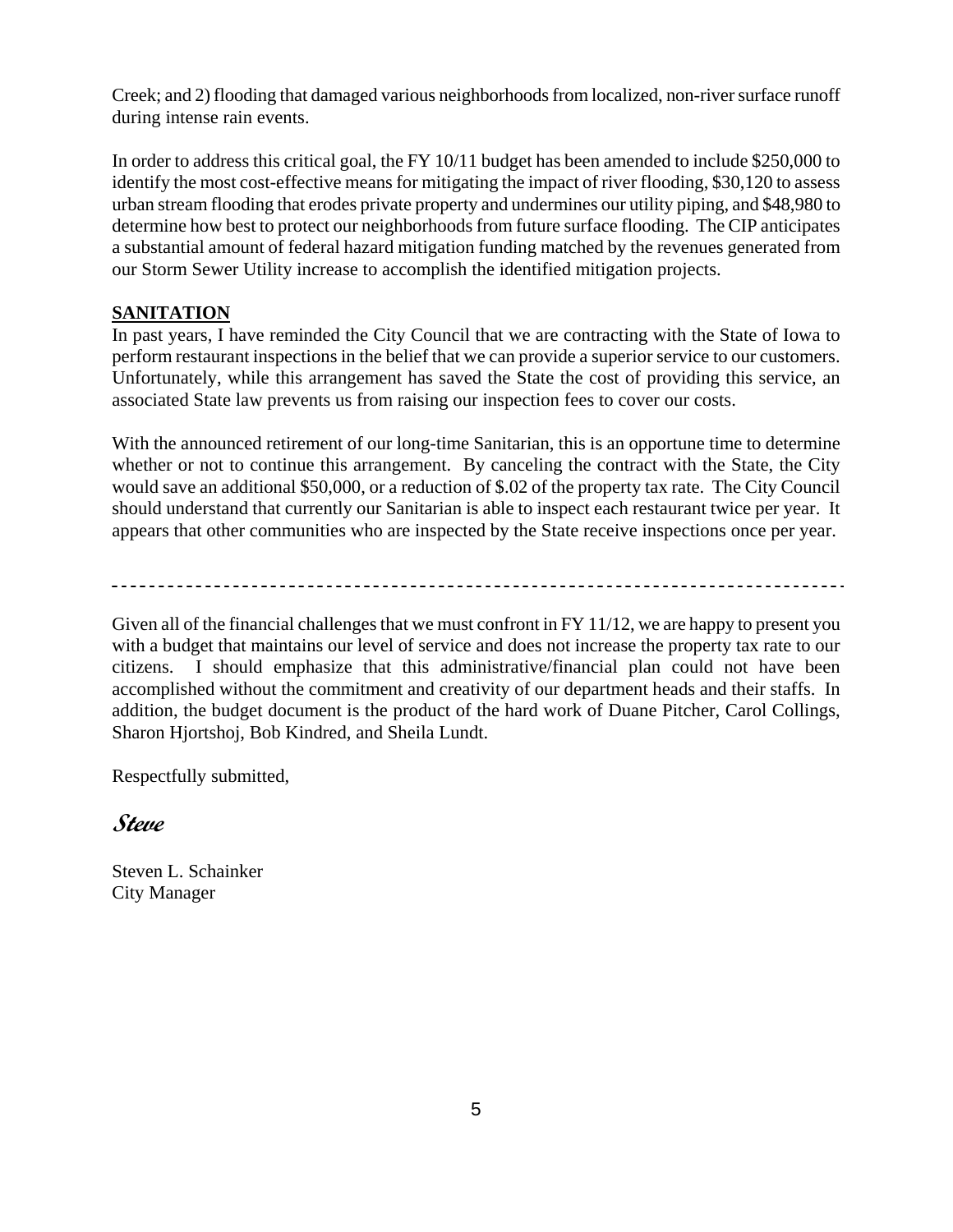Creek; and 2) flooding that damaged various neighborhoods from localized, non-river surface runoff during intense rain events.

In order to address this critical goal, the FY 10/11 budget has been amended to include $250,000 to identify the most cost-effective means for mitigating the impact of river flooding, $30,120 to assess urban stream flooding that erodes private property and undermines our utility piping, and $48,980 to determine how best to protect our neighborhoods from future surface flooding. The CIP anticipates a substantial amount of federal hazard mitigation funding matched by the revenues generated from our Storm Sewer Utility increase to accomplish the identified mitigation projects.

**SANITATION**

In past years, I have reminded the City Council that we are contracting with the State of Iowa to perform restaurant inspections in the belief that we can provide a superior service to our customers. Unfortunately, while this arrangement has saved the State the cost of providing this service, an associated State law prevents us from raising our inspection fees to cover our costs.

With the announced retirement of our long-time Sanitarian, this is an opportune time to determine whether or not to continue this arrangement. By canceling the contract with the State, the City would save an additional $50,000, or a reduction of $.02 of the property tax rate. The City Council should understand that currently our Sanitarian is able to inspect each restaurant twice per year. It appears that other communities who are inspected by the State receive inspections once per year.

---

Given all of the financial challenges that we must confront in FY 11/12, we are happy to present you with a budget that maintains our level of service and does not increase the property tax rate to our citizens. I should emphasize that this administrative/financial plan could not have been accomplished without the commitment and creativity of our department heads and their staffs. In addition, the budget document is the product of the hard work of Duane Pitcher, Carol Collings, Sharon Hjortshoj, Bob Kindred, and Sheila Lundt.

Respectfully submitted,

*Steve*

Steven L. Schainker
City Manager